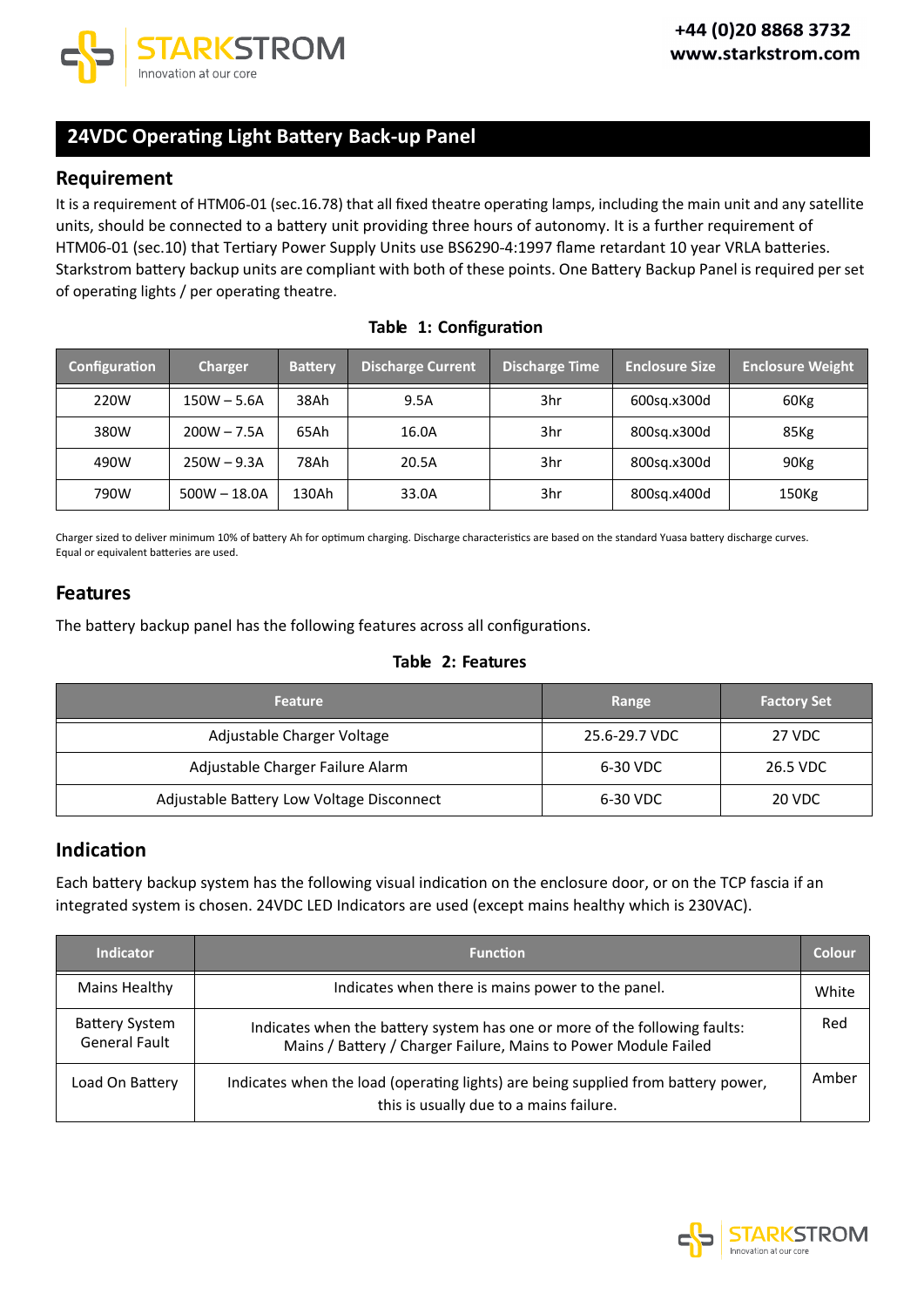# 24VDC Operating Light Battery Back-up Panel

## Requirement

It is a requirement of HTM06-01 (sec.16.78) that all fixed theatre operating lamps, including the main unit and any satellite units, should be connected to a battery unit providing three hours of autonomy. It is a further requirement of HTM06-01 (sec.10) that Tertiary Power Supply Units use BS6290-4:1997 flame retardant 10 year VRLA batteries. Starkstrom battery backup units are compliant with both of these points. One Battery Backup Panel is required per set of operating lights / per operating theatre.

**Table 1: Configuration**

| Configuration | Charger | Battery | Discharge Current | Discharge Time | Enclosure Size | Enclosure Weight |
|---|---|---|---|---|---|---|
| 220W | 150W – 5.6A | 38Ah | 9.5A | 3hr | 600sq.x300d | 60Kg |
| 380W | 200W – 7.5A | 65Ah | 16.0A | 3hr | 800sq.x300d | 85Kg |
| 490W | 250W – 9.3A | 78Ah | 20.5A | 3hr | 800sq.x300d | 90Kg |
| 790W | 500W – 18.0A | 130Ah | 33.0A | 3hr | 800sq.x400d | 150Kg |

Charger sized to deliver minimum 10% of battery Ah for optimum charging. Discharge characteristics are based on the standard Yuasa battery discharge curves. Equal or equivalent batteries are used.

## Features

The battery backup panel has the following features across all configurations.

**Table 2: Features**

| Feature | Range | Factory Set |
|---|---|---|
| Adjustable Charger Voltage | 25.6-29.7 VDC | 27 VDC |
| Adjustable Charger Failure Alarm | 6-30 VDC | 26.5 VDC |
| Adjustable Battery Low Voltage Disconnect | 6-30 VDC | 20 VDC |

## Indication

Each battery backup system has the following visual indication on the enclosure door, or on the TCP fascia if an integrated system is chosen. 24VDC LED Indicators are used (except mains healthy which is 230VAC).

| Indicator | Function | Colour |
|---|---|---|
| Mains Healthy | Indicates when there is mains power to the panel. | White |
| Battery System General Fault | Indicates when the battery system has one or more of the following faults: Mains / Battery / Charger Failure, Mains to Power Module Failed | Red |
| Load On Battery | Indicates when the load (operating lights) are being supplied from battery power, this is usually due to a mains failure. | Amber |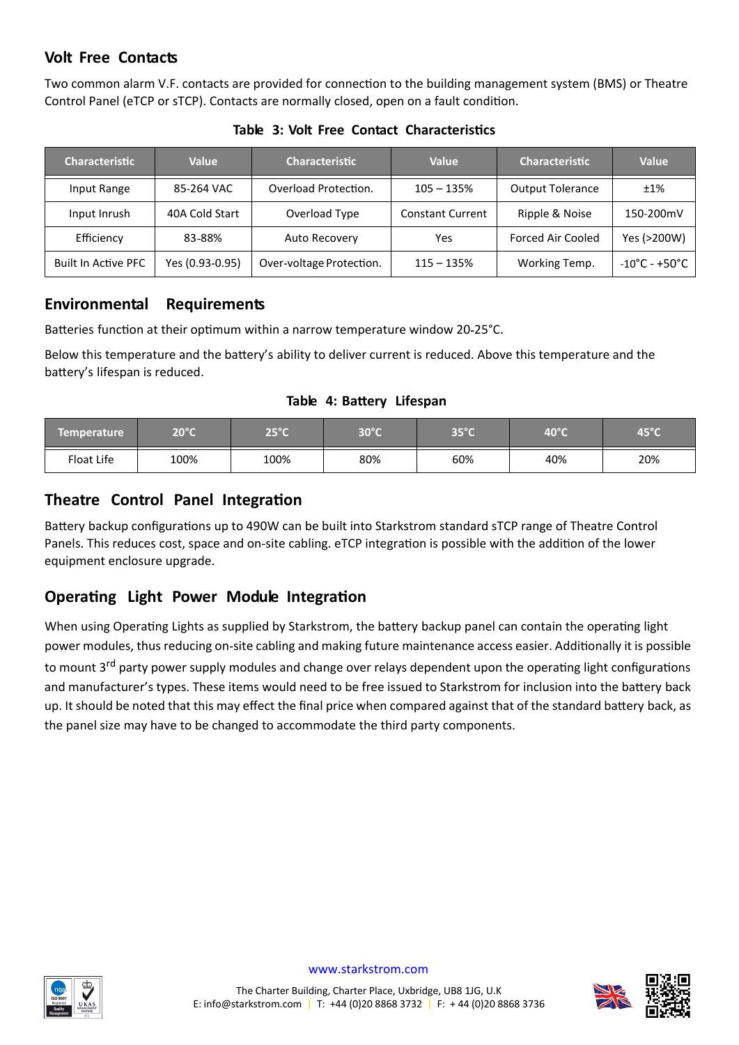## Volt Free Contacts

Two common alarm V.F. contacts are provided for connection to the building management system (BMS) or Theatre Control Panel (eTCP or sTCP). Contacts are normally closed, open on a fault condition.

**Table 3: Volt Free Contact Characteristics**

| Characteristic | Value | Characteristic | Value | Characteristic | Value |
|---|---|---|---|---|---|
| Input Range | 85-264 VAC | Overload Protection. | 105 – 135% | Output Tolerance | ±1% |
| Input Inrush | 40A Cold Start | Overload Type | Constant Current | Ripple & Noise | 150-200mV |
| Efficiency | 83-88% | Auto Recovery | Yes | Forced Air Cooled | Yes (>200W) |
| Built In Active PFC | Yes (0.93-0.95) | Over-voltage Protection. | 115 – 135% | Working Temp. | -10°C - +50°C |

## Environmental Requirements

Batteries function at their optimum within a narrow temperature window 20-25°C.

Below this temperature and the battery's ability to deliver current is reduced. Above this temperature and the battery's lifespan is reduced.

**Table 4: Battery Lifespan**

| Temperature | 20°C | 25°C | 30°C | 35°C | 40°C | 45°C |
|---|---|---|---|---|---|---|
| Float Life | 100% | 100% | 80% | 60% | 40% | 20% |

## Theatre Control Panel Integration

Battery backup configurations up to 490W can be built into Starkstrom standard sTCP range of Theatre Control Panels. This reduces cost, space and on-site cabling. eTCP integration is possible with the addition of the lower equipment enclosure upgrade.

## Operating Light Power Module Integration

When using Operating Lights as supplied by Starkstrom, the battery backup panel can contain the operating light power modules, thus reducing on-site cabling and making future maintenance access easier. Additionally it is possible to mount 3rd party power supply modules and change over relays dependent upon the operating light configurations and manufacturer's types. These items would need to be free issued to Starkstrom for inclusion into the battery back up. It should be noted that this may effect the final price when compared against that of the standard battery back, as the panel size may have to be changed to accommodate the third party components.

www.starkstrom.com

The Charter Building, Charter Place, Uxbridge, UB8 1JG, U.K

E: info@starkstrom.com | T: +44 (0)20 8868 3732 | F: + 44 (0)20 8868 3736